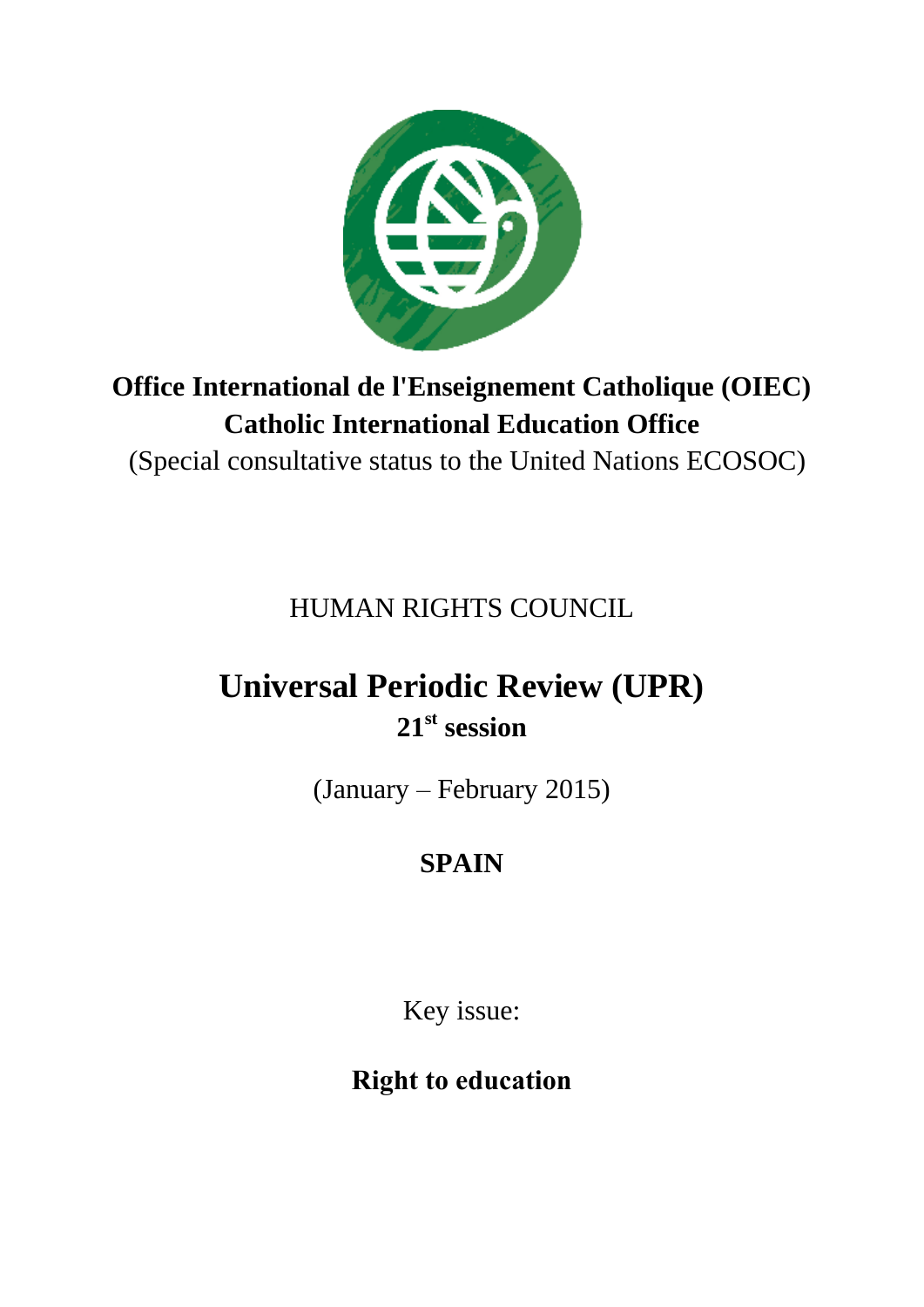**Office International de l'Enseignement Catholique (OIEC)**
**Catholic International Education Office**
(Special consultative status to the United Nations ECOSOC)

HUMAN RIGHTS COUNCIL

# Universal Periodic Review (UPR)

## 21st session

(January – February 2015)

## SPAIN

Key issue:

**Right to education**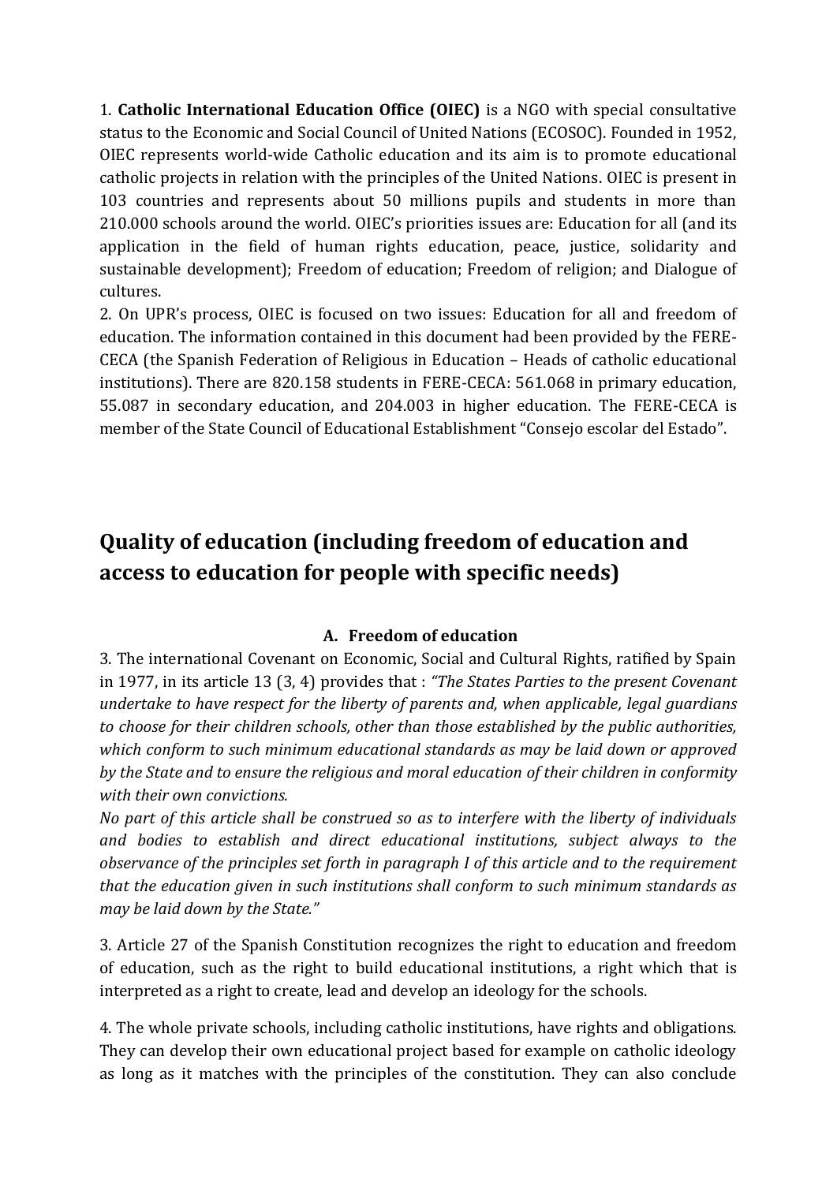1. **Catholic International Education Office (OIEC)** is a NGO with special consultative status to the Economic and Social Council of United Nations (ECOSOC). Founded in 1952, OIEC represents world-wide Catholic education and its aim is to promote educational catholic projects in relation with the principles of the United Nations. OIEC is present in 103 countries and represents about 50 millions pupils and students in more than 210.000 schools around the world. OIEC's priorities issues are: Education for all (and its application in the field of human rights education, peace, justice, solidarity and sustainable development); Freedom of education; Freedom of religion; and Dialogue of cultures.

2. On UPR's process, OIEC is focused on two issues: Education for all and freedom of education. The information contained in this document had been provided by the FERE-CECA (the Spanish Federation of Religious in Education – Heads of catholic educational institutions). There are 820.158 students in FERE-CECA: 561.068 in primary education, 55.087 in secondary education, and 204.003 in higher education. The FERE-CECA is member of the State Council of Educational Establishment "Consejo escolar del Estado".

## Quality of education (including freedom of education and access to education for people with specific needs)

### A. Freedom of education

3. The international Covenant on Economic, Social and Cultural Rights, ratified by Spain in 1977, in its article 13 (3, 4) provides that : *"The States Parties to the present Covenant undertake to have respect for the liberty of parents and, when applicable, legal guardians to choose for their children schools, other than those established by the public authorities, which conform to such minimum educational standards as may be laid down or approved by the State and to ensure the religious and moral education of their children in conformity with their own convictions.*

*No part of this article shall be construed so as to interfere with the liberty of individuals and bodies to establish and direct educational institutions, subject always to the observance of the principles set forth in paragraph I of this article and to the requirement that the education given in such institutions shall conform to such minimum standards as may be laid down by the State."*

3. Article 27 of the Spanish Constitution recognizes the right to education and freedom of education, such as the right to build educational institutions, a right which that is interpreted as a right to create, lead and develop an ideology for the schools.

4. The whole private schools, including catholic institutions, have rights and obligations. They can develop their own educational project based for example on catholic ideology as long as it matches with the principles of the constitution. They can also conclude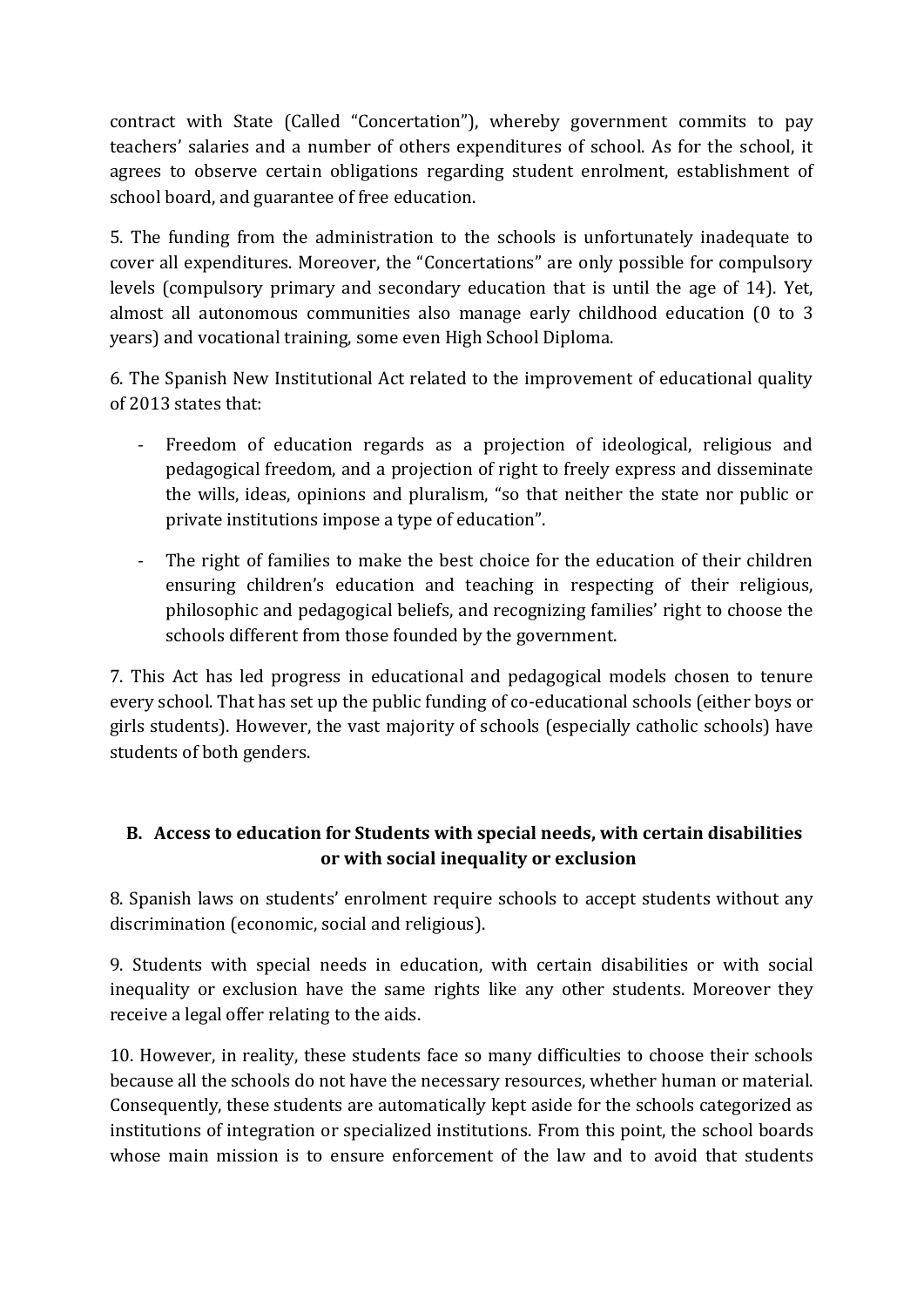contract with State (Called "Concertation"), whereby government commits to pay teachers' salaries and a number of others expenditures of school. As for the school, it agrees to observe certain obligations regarding student enrolment, establishment of school board, and guarantee of free education.

5. The funding from the administration to the schools is unfortunately inadequate to cover all expenditures. Moreover, the "Concertations" are only possible for compulsory levels (compulsory primary and secondary education that is until the age of 14). Yet, almost all autonomous communities also manage early childhood education (0 to 3 years) and vocational training, some even High School Diploma.

6. The Spanish New Institutional Act related to the improvement of educational quality of 2013 states that:

- Freedom of education regards as a projection of ideological, religious and pedagogical freedom, and a projection of right to freely express and disseminate the wills, ideas, opinions and pluralism, "so that neither the state nor public or private institutions impose a type of education".
- The right of families to make the best choice for the education of their children ensuring children's education and teaching in respecting of their religious, philosophic and pedagogical beliefs, and recognizing families' right to choose the schools different from those founded by the government.

7. This Act has led progress in educational and pedagogical models chosen to tenure every school. That has set up the public funding of co-educational schools (either boys or girls students). However, the vast majority of schools (especially catholic schools) have students of both genders.

## B. Access to education for Students with special needs, with certain disabilities or with social inequality or exclusion

8. Spanish laws on students' enrolment require schools to accept students without any discrimination (economic, social and religious).

9. Students with special needs in education, with certain disabilities or with social inequality or exclusion have the same rights like any other students. Moreover they receive a legal offer relating to the aids.

10. However, in reality, these students face so many difficulties to choose their schools because all the schools do not have the necessary resources, whether human or material. Consequently, these students are automatically kept aside for the schools categorized as institutions of integration or specialized institutions. From this point, the school boards whose main mission is to ensure enforcement of the law and to avoid that students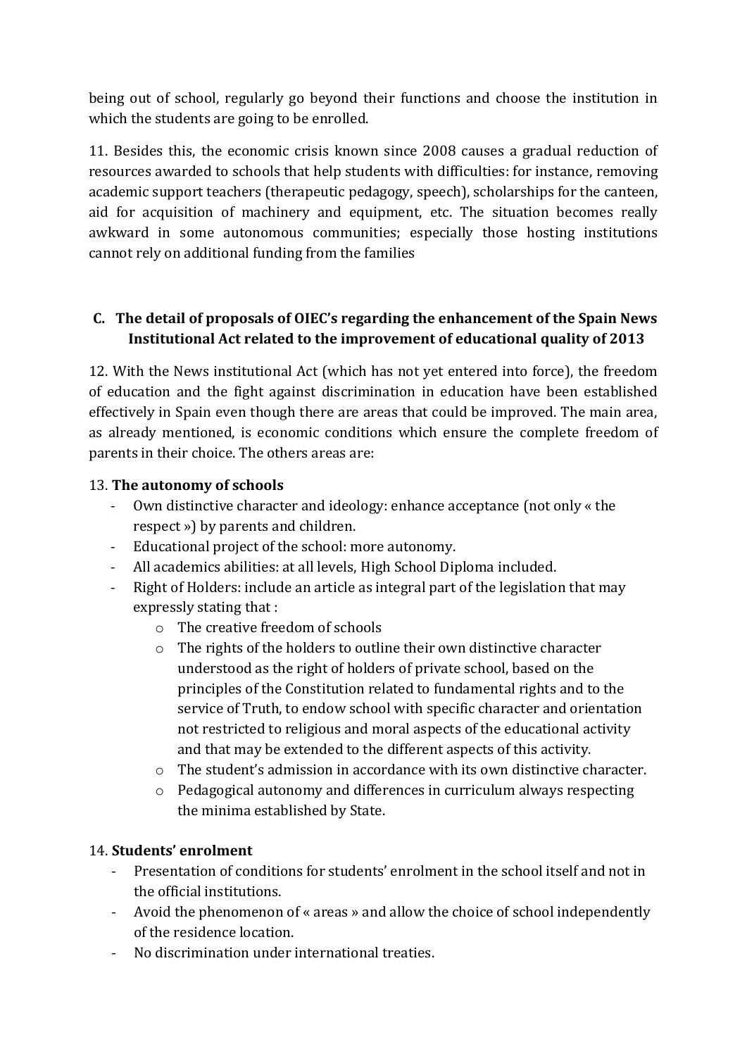being out of school, regularly go beyond their functions and choose the institution in which the students are going to be enrolled.

11. Besides this, the economic crisis known since 2008 causes a gradual reduction of resources awarded to schools that help students with difficulties: for instance, removing academic support teachers (therapeutic pedagogy, speech), scholarships for the canteen, aid for acquisition of machinery and equipment, etc. The situation becomes really awkward in some autonomous communities; especially those hosting institutions cannot rely on additional funding from the families

## C. The detail of proposals of OIEC's regarding the enhancement of the Spain News Institutional Act related to the improvement of educational quality of 2013

12. With the News institutional Act (which has not yet entered into force), the freedom of education and the fight against discrimination in education have been established effectively in Spain even though there are areas that could be improved. The main area, as already mentioned, is economic conditions which ensure the complete freedom of parents in their choice. The others areas are:

13. **The autonomy of schools**

- Own distinctive character and ideology: enhance acceptance (not only « the respect ») by parents and children.
- Educational project of the school: more autonomy.
- All academics abilities: at all levels, High School Diploma included.
- Right of Holders: include an article as integral part of the legislation that may expressly stating that :
  - The creative freedom of schools
  - The rights of the holders to outline their own distinctive character understood as the right of holders of private school, based on the principles of the Constitution related to fundamental rights and to the service of Truth, to endow school with specific character and orientation not restricted to religious and moral aspects of the educational activity and that may be extended to the different aspects of this activity.
  - The student's admission in accordance with its own distinctive character.
  - Pedagogical autonomy and differences in curriculum always respecting the minima established by State.

14. **Students' enrolment**

- Presentation of conditions for students' enrolment in the school itself and not in the official institutions.
- Avoid the phenomenon of « areas » and allow the choice of school independently of the residence location.
- No discrimination under international treaties.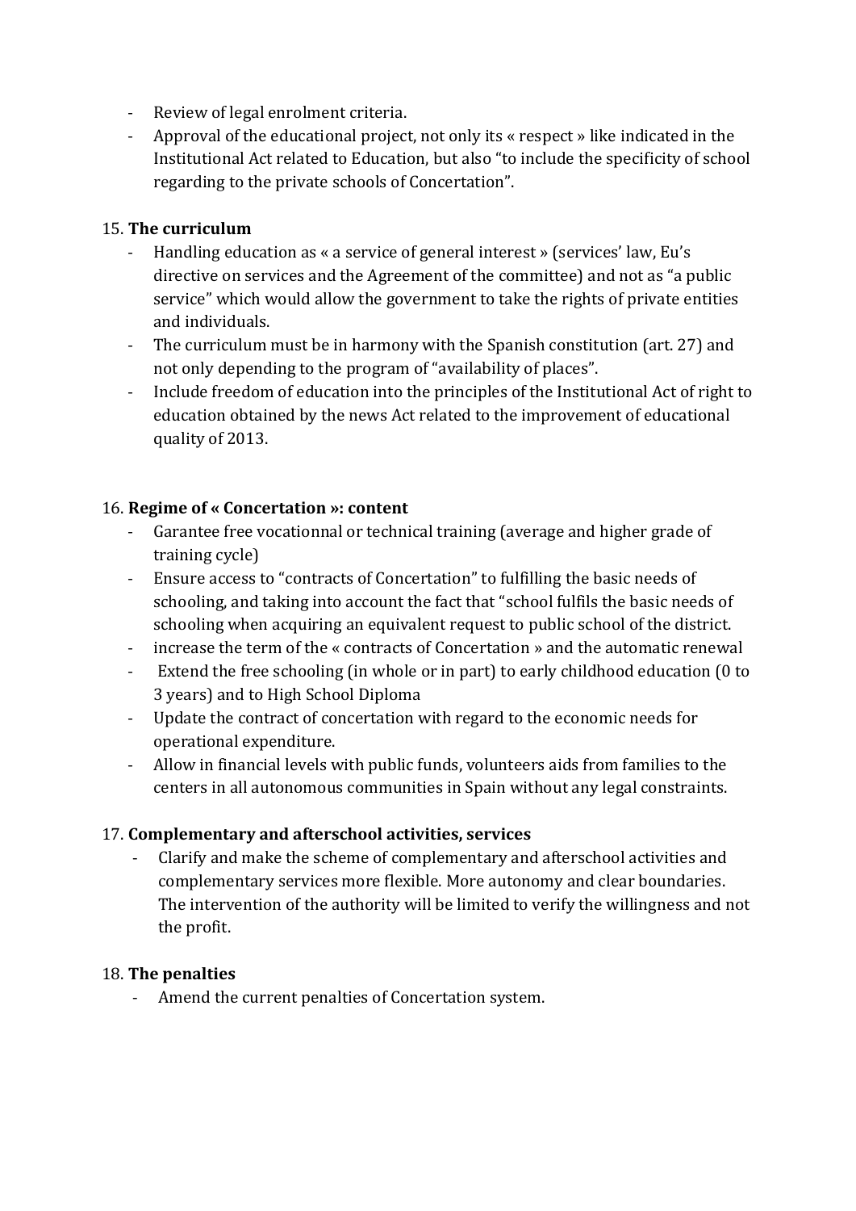- Review of legal enrolment criteria.
- Approval of the educational project, not only its « respect » like indicated in the Institutional Act related to Education, but also "to include the specificity of school regarding to the private schools of Concertation".

15. **The curriculum**
    - Handling education as « a service of general interest » (services' law, Eu's directive on services and the Agreement of the committee) and not as "a public service" which would allow the government to take the rights of private entities and individuals.
    - The curriculum must be in harmony with the Spanish constitution (art. 27) and not only depending to the program of "availability of places".
    - Include freedom of education into the principles of the Institutional Act of right to education obtained by the news Act related to the improvement of educational quality of 2013.

16. **Regime of « Concertation »: content**
    - Garantee free vocationnal or technical training (average and higher grade of training cycle)
    - Ensure access to "contracts of Concertation" to fulfilling the basic needs of schooling, and taking into account the fact that "school fulfils the basic needs of schooling when acquiring an equivalent request to public school of the district.
    - increase the term of the « contracts of Concertation » and the automatic renewal
    - Extend the free schooling (in whole or in part) to early childhood education (0 to 3 years) and to High School Diploma
    - Update the contract of concertation with regard to the economic needs for operational expenditure.
    - Allow in financial levels with public funds, volunteers aids from families to the centers in all autonomous communities in Spain without any legal constraints.

17. **Complementary and afterschool activities, services**
    - Clarify and make the scheme of complementary and afterschool activities and complementary services more flexible. More autonomy and clear boundaries. The intervention of the authority will be limited to verify the willingness and not the profit.

18. **The penalties**
    - Amend the current penalties of Concertation system.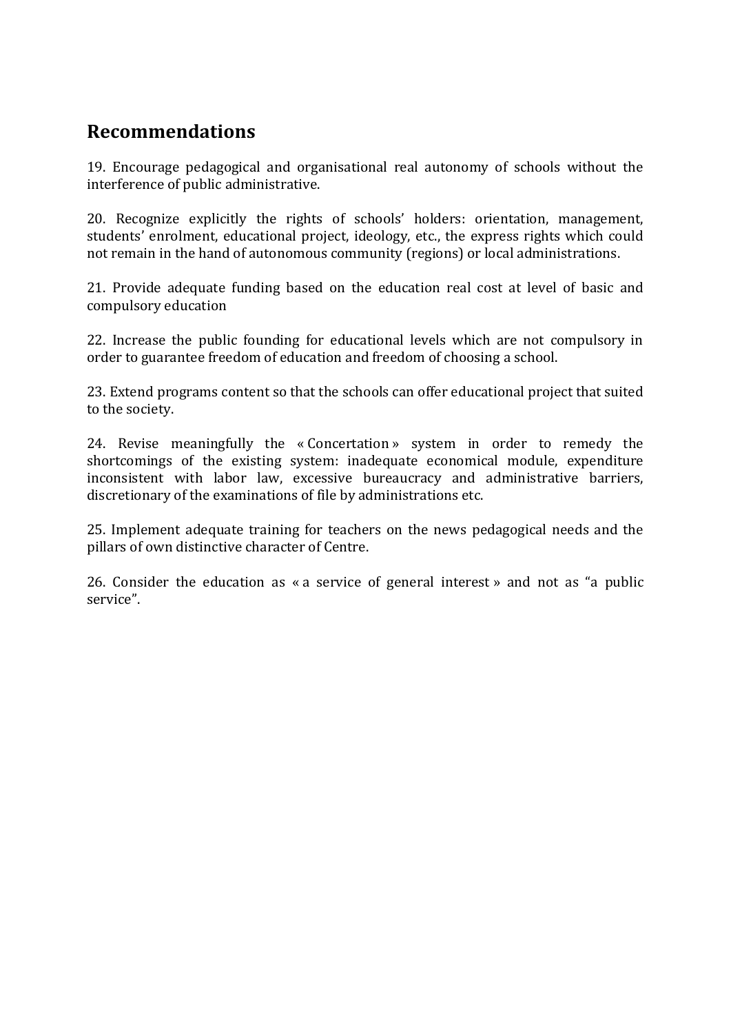## Recommendations

19. Encourage pedagogical and organisational real autonomy of schools without the interference of public administrative.

20. Recognize explicitly the rights of schools' holders: orientation, management, students' enrolment, educational project, ideology, etc., the express rights which could not remain in the hand of autonomous community (regions) or local administrations.

21. Provide adequate funding based on the education real cost at level of basic and compulsory education

22. Increase the public founding for educational levels which are not compulsory in order to guarantee freedom of education and freedom of choosing a school.

23. Extend programs content so that the schools can offer educational project that suited to the society.

24. Revise meaningfully the « Concertation » system in order to remedy the shortcomings of the existing system: inadequate economical module, expenditure inconsistent with labor law, excessive bureaucracy and administrative barriers, discretionary of the examinations of file by administrations etc.

25. Implement adequate training for teachers on the news pedagogical needs and the pillars of own distinctive character of Centre.

26. Consider the education as « a service of general interest » and not as "a public service".